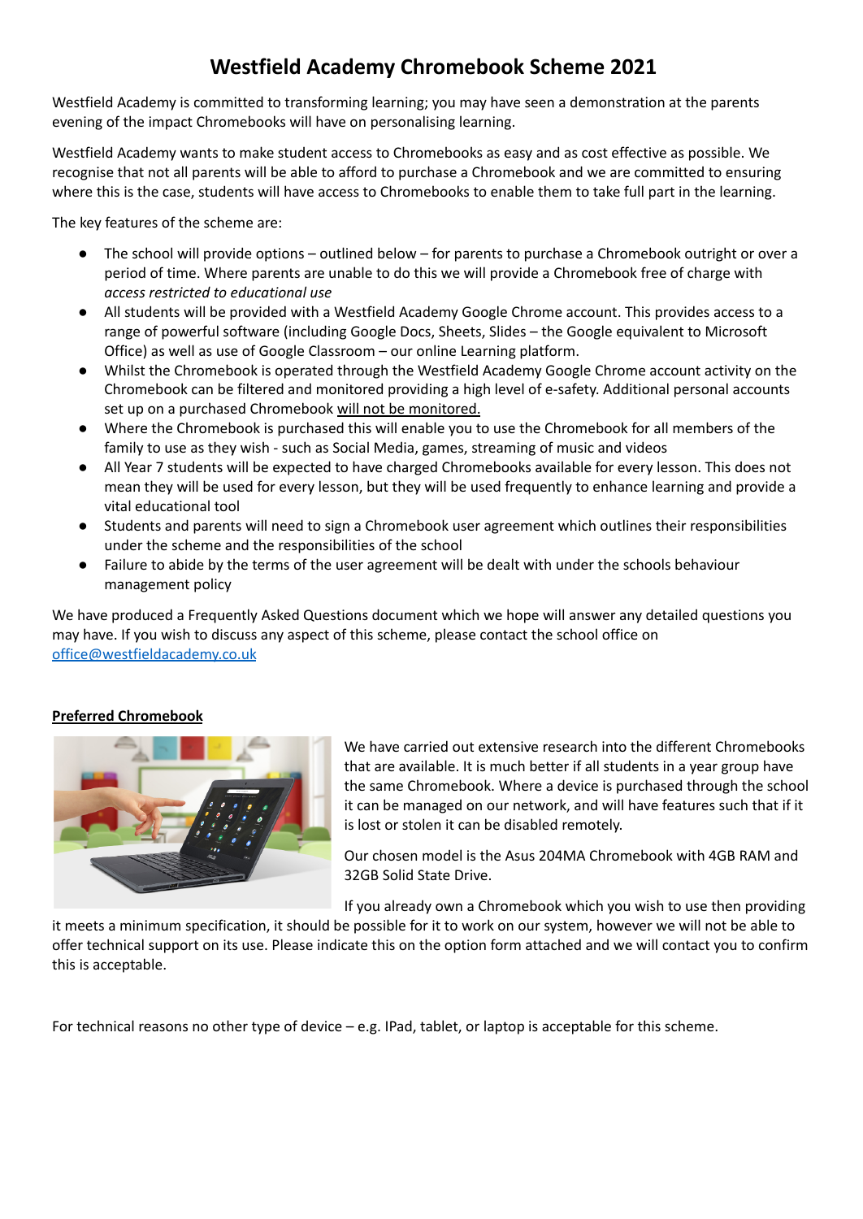# Westfield Academy Chromebook Scheme 2021

Westfield Academy is committed to transforming learning; you may have seen a demonstration at the parents evening of the impact Chromebooks will have on personalising learning.

Westfield Academy wants to make student access to Chromebooks as easy and as cost effective as possible. We recognise that not all parents will be able to afford to purchase a Chromebook and we are committed to ensuring where this is the case, students will have access to Chromebooks to enable them to take full part in the learning.

The key features of the scheme are:

- The school will provide options – outlined below – for parents to purchase a Chromebook outright or over a period of time. Where parents are unable to do this we will provide a Chromebook free of charge with *access restricted to educational use*
- All students will be provided with a Westfield Academy Google Chrome account. This provides access to a range of powerful software (including Google Docs, Sheets, Slides – the Google equivalent to Microsoft Office) as well as use of Google Classroom – our online Learning platform.
- Whilst the Chromebook is operated through the Westfield Academy Google Chrome account activity on the Chromebook can be filtered and monitored providing a high level of e-safety. Additional personal accounts set up on a purchased Chromebook will not be monitored.
- Where the Chromebook is purchased this will enable you to use the Chromebook for all members of the family to use as they wish - such as Social Media, games, streaming of music and videos
- All Year 7 students will be expected to have charged Chromebooks available for every lesson. This does not mean they will be used for every lesson, but they will be used frequently to enhance learning and provide a vital educational tool
- Students and parents will need to sign a Chromebook user agreement which outlines their responsibilities under the scheme and the responsibilities of the school
- Failure to abide by the terms of the user agreement will be dealt with under the schools behaviour management policy

We have produced a Frequently Asked Questions document which we hope will answer any detailed questions you may have. If you wish to discuss any aspect of this scheme, please contact the school office on office@westfieldacademy.co.uk

**Preferred Chromebook**

We have carried out extensive research into the different Chromebooks that are available. It is much better if all students in a year group have the same Chromebook. Where a device is purchased through the school it can be managed on our network, and will have features such that if it is lost or stolen it can be disabled remotely.

Our chosen model is the Asus 204MA Chromebook with 4GB RAM and 32GB Solid State Drive.

If you already own a Chromebook which you wish to use then providing it meets a minimum specification, it should be possible for it to work on our system, however we will not be able to offer technical support on its use. Please indicate this on the option form attached and we will contact you to confirm this is acceptable.

For technical reasons no other type of device – e.g. IPad, tablet, or laptop is acceptable for this scheme.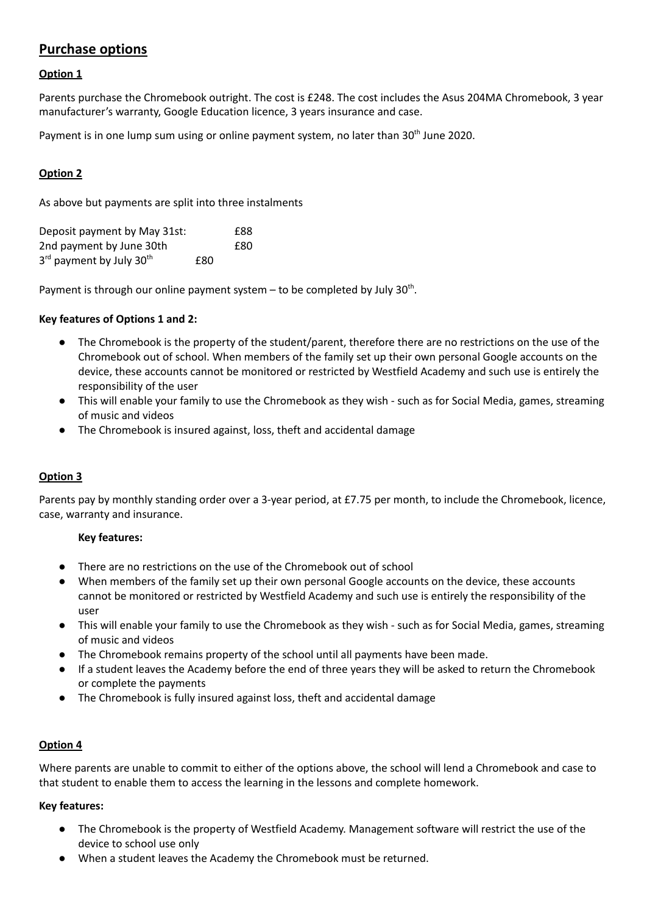## Purchase options

### Option 1

Parents purchase the Chromebook outright. The cost is £248. The cost includes the Asus 204MA Chromebook, 3 year manufacturer's warranty, Google Education licence, 3 years insurance and case.

Payment is in one lump sum using or online payment system, no later than 30th June 2020.

### Option 2

As above but payments are split into three instalments

| | |
|---|---|
| Deposit payment by May 31st: | £88 |
| 2nd payment by June 30th | £80 |
| 3rd payment by July 30th | £80 |

Payment is through our online payment system – to be completed by July 30th.

**Key features of Options 1 and 2:**

- The Chromebook is the property of the student/parent, therefore there are no restrictions on the use of the Chromebook out of school. When members of the family set up their own personal Google accounts on the device, these accounts cannot be monitored or restricted by Westfield Academy and such use is entirely the responsibility of the user
- This will enable your family to use the Chromebook as they wish - such as for Social Media, games, streaming of music and videos
- The Chromebook is insured against, loss, theft and accidental damage

### Option 3

Parents pay by monthly standing order over a 3-year period, at £7.75 per month, to include the Chromebook, licence, case, warranty and insurance.

**Key features:**

- There are no restrictions on the use of the Chromebook out of school
- When members of the family set up their own personal Google accounts on the device, these accounts cannot be monitored or restricted by Westfield Academy and such use is entirely the responsibility of the user
- This will enable your family to use the Chromebook as they wish - such as for Social Media, games, streaming of music and videos
- The Chromebook remains property of the school until all payments have been made.
- If a student leaves the Academy before the end of three years they will be asked to return the Chromebook or complete the payments
- The Chromebook is fully insured against loss, theft and accidental damage

### Option 4

Where parents are unable to commit to either of the options above, the school will lend a Chromebook and case to that student to enable them to access the learning in the lessons and complete homework.

**Key features:**

- The Chromebook is the property of Westfield Academy. Management software will restrict the use of the device to school use only
- When a student leaves the Academy the Chromebook must be returned.